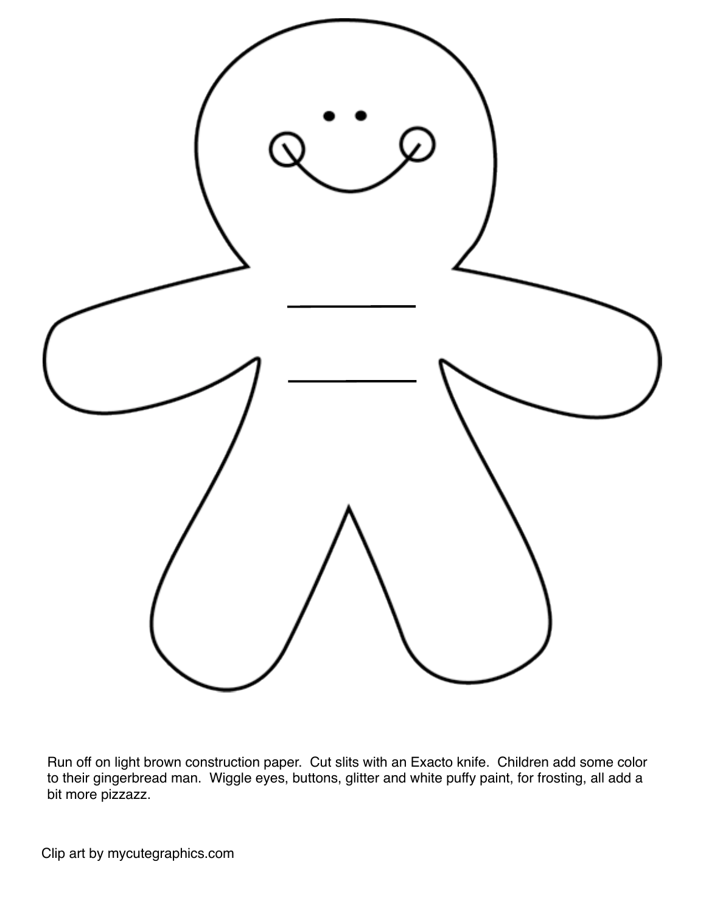Run off on light brown construction paper. Cut slits with an Exacto knife. Children add some color to their gingerbread man. Wiggle eyes, buttons, glitter and white puffy paint, for frosting, all add a bit more pizzazz.

Clip art by mycutegraphics.com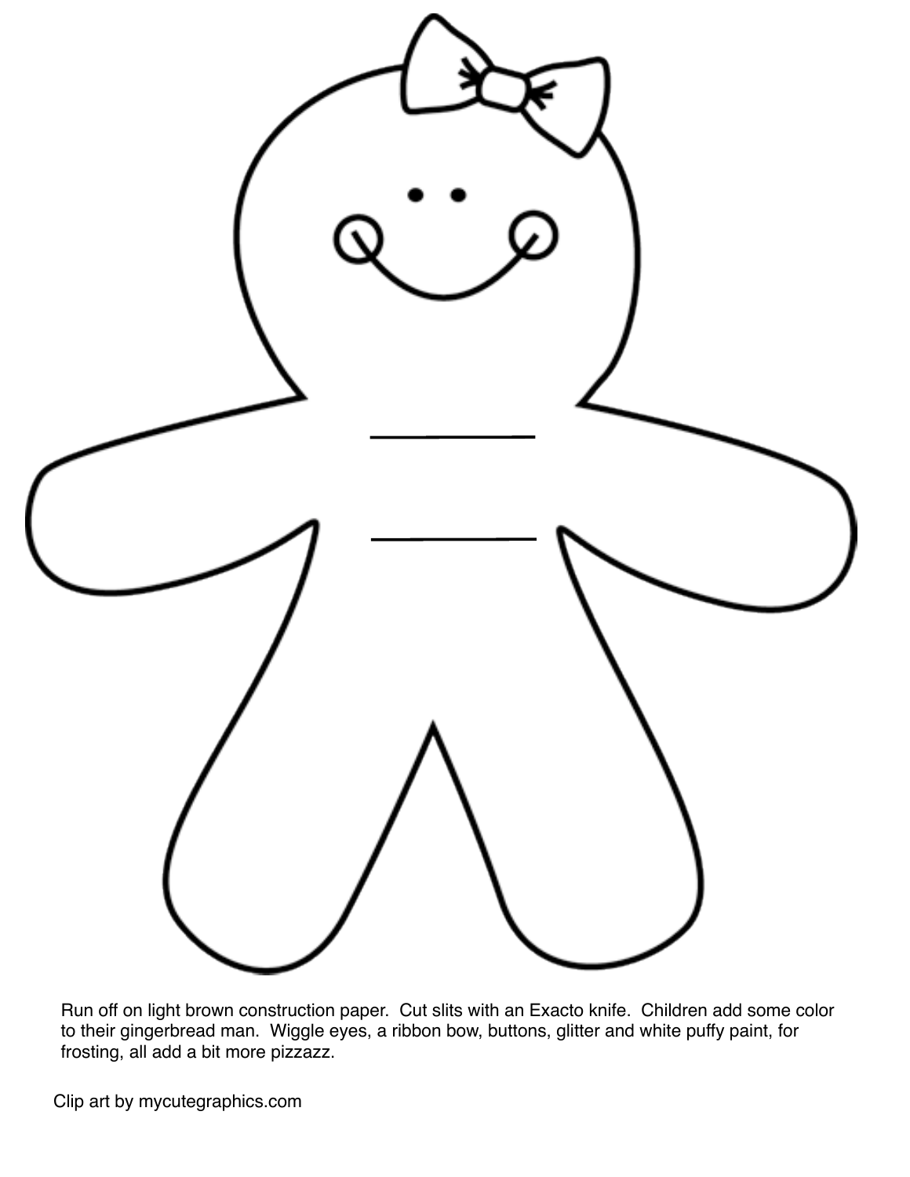Run off on light brown construction paper. Cut slits with an Exacto knife. Children add some color to their gingerbread man. Wiggle eyes, a ribbon bow, buttons, glitter and white puffy paint, for frosting, all add a bit more pizzazz.

Clip art by mycutegraphics.com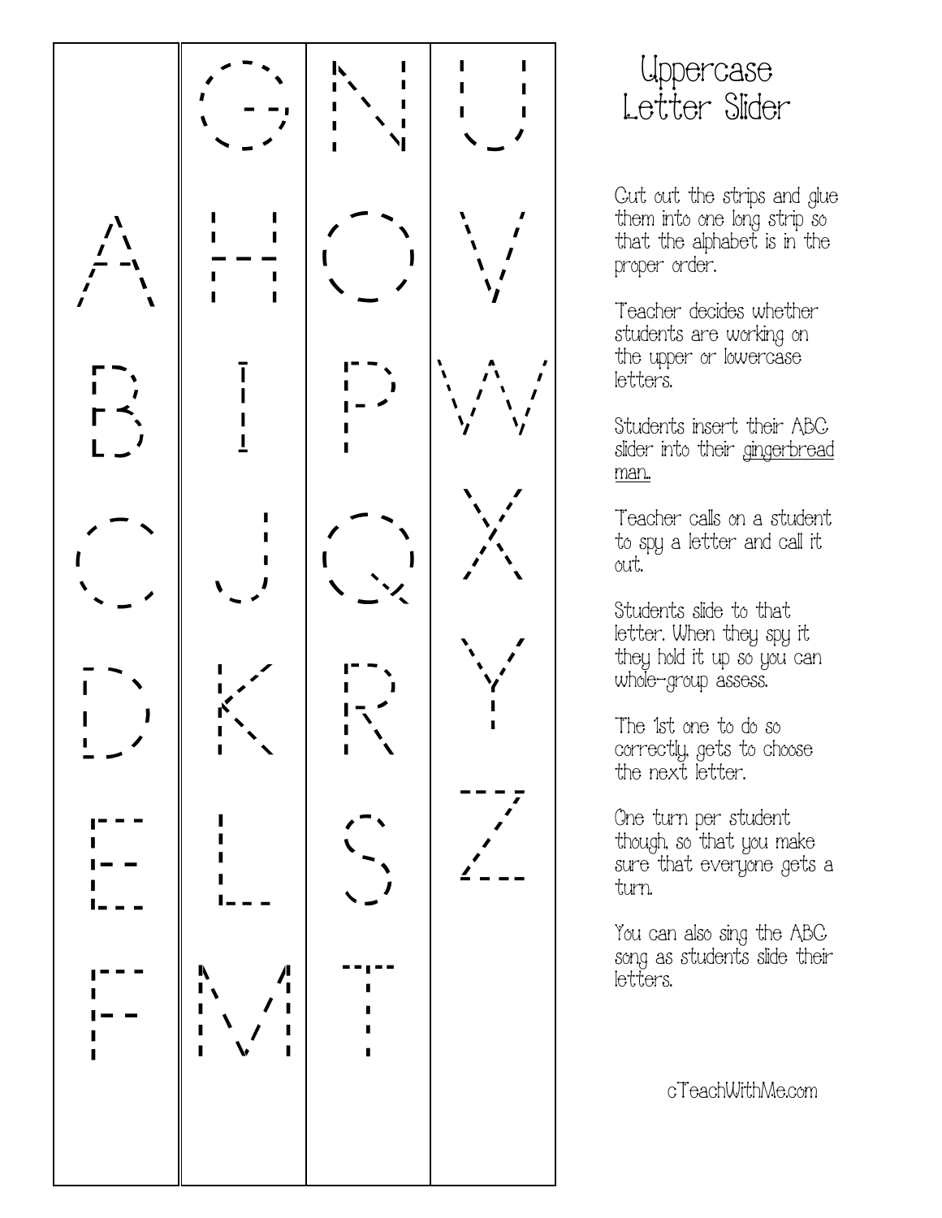| | | | |
|---|---|---|---|
| | G | N | U |
| A | H | O | V |
| B | I | P | W |
| C | J | Q | X |
| D | K | R | Y |
| E | L | S | Z |
| F | M | T | |

# Uppercase Letter Slider

Cut out the strips and glue them into one long strip so that the alphabet is in the proper order.

Teacher decides whether students are working on the upper or lowercase letters.

Students insert their ABC slider into their gingerbread man..

Teacher calls on a student to spy a letter and call it out.

Students slide to that letter. When they spy it they hold it up so you can whole-group assess.

The 1st one to do so correctly, gets to choose the next letter.

One turn per student though, so that you make sure that everyone gets a turn.

You can also sing the ABC song as students slide their letters.

cTeachWithMe.com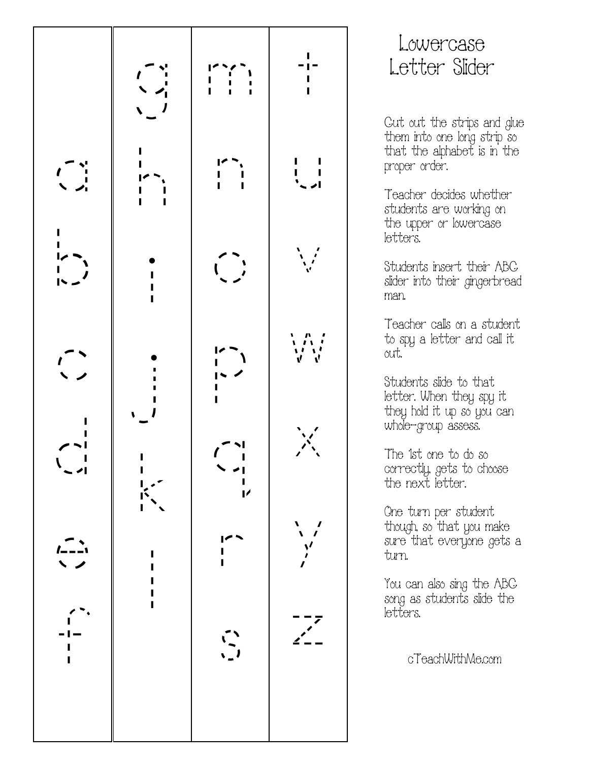| | | | |
|---|---|---|---|
| | g | m | t |
| a | h | n | u |
| b | i | o | v |
| c | j | p | w |
| d | k | q | x |
| e | l | r | y |
| f | | s | z |

# Lowercase Letter Slider

Cut out the strips and glue them into one long strip so that the alphabet is in the proper order.

Teacher decides whether students are working on the upper or lowercase letters.

Students insert their ABC slider into their gingerbread man.

Teacher calls on a student to spy a letter and call it out.

Students slide to that letter. When they spy it they hold it up so you can whole-group assess.

The 1st one to do so correctly, gets to choose the next letter.

One turn per student though, so that you make sure that everyone gets a turn.

You can also sing the ABC song as students slide the letters.

cTeachWithMe.com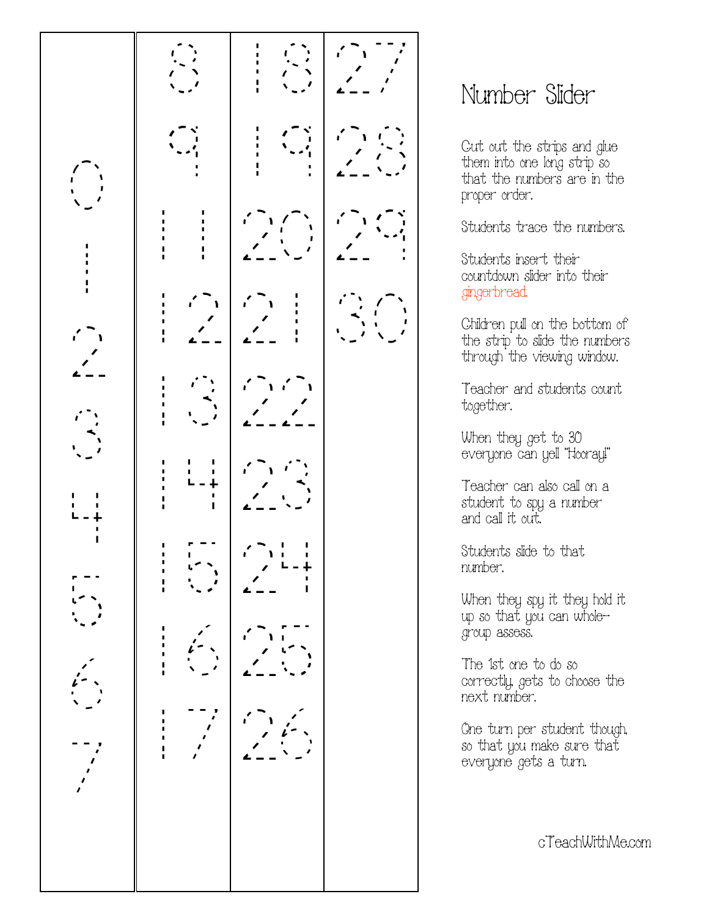| | | | |
|---|---|---|---|
| | 8 | 18 | 27 |
| | 9 | 19 | 28 |
| 0 | 11 | 20 | 29 |
| 1 | 12 | 21 | 30 |
| 2 | 13 | 22 | |
| 3 | 14 | 23 | |
| 4 | 15 | 24 | |
| 5 | 16 | 25 | |
| 6 | 17 | 26 | |
| 7 | | | |

# Number Slider

Cut out the strips and glue them into one long strip so that the numbers are in the proper order.

Students trace the numbers.

Students insert their countdown slider into their gingerbread.

Children pull on the bottom of the strip to slide the numbers through the viewing window.

Teacher and students count together.

When they get to 30 everyone can yell "Hooray!"

Teacher can also call on a student to spy a number and call it out.

Students slide to that number.

When they spy it they hold it up so that you can whole-group assess.

The 1st one to do so correctly, gets to choose the next number.

One turn per student though, so that you make sure that everyone gets a turn.

cTeachWithMe.com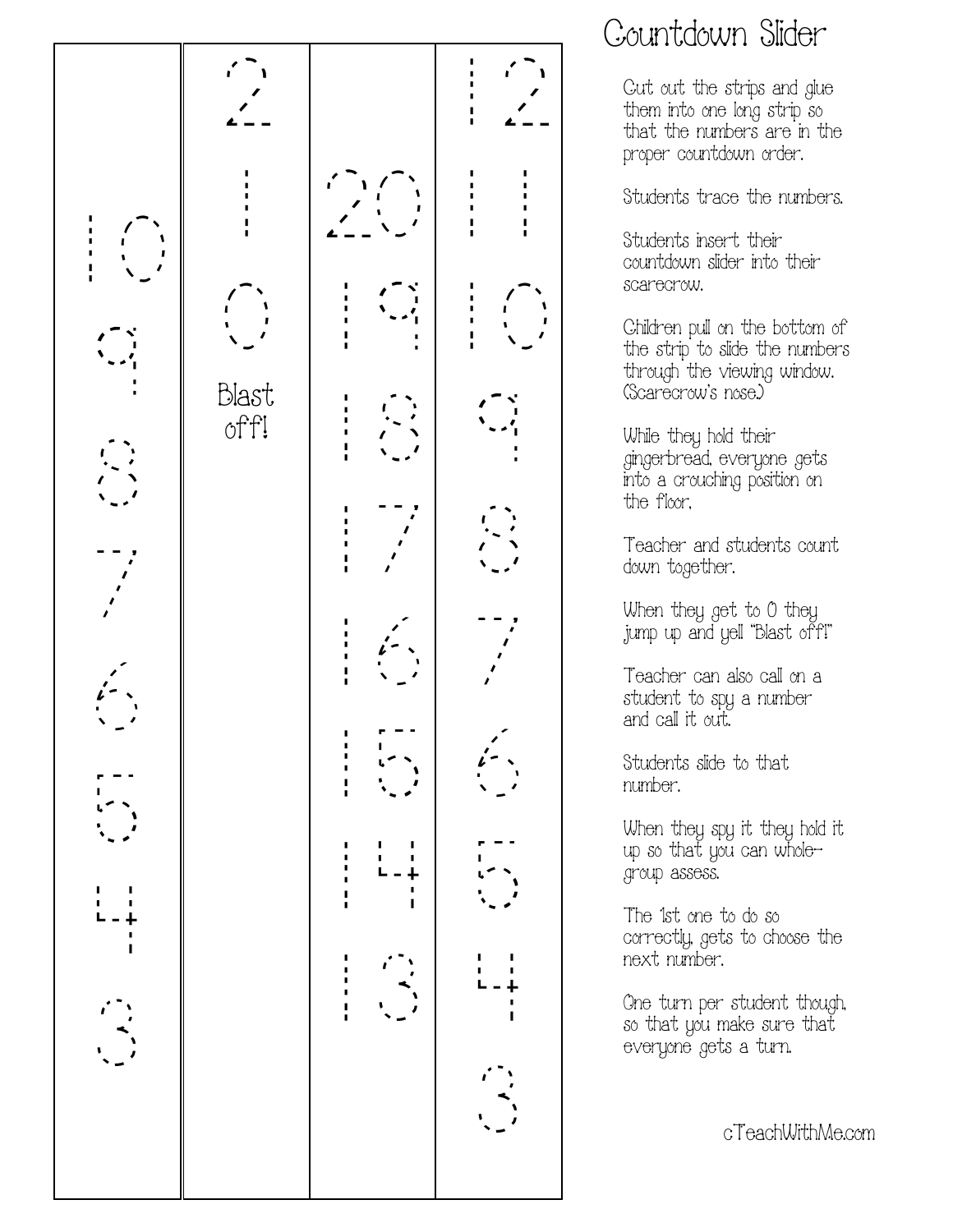| | | | |
|---|---|---|---|
| | 2 | | 12 |
| | 1 | 20 | 11 |
| 10 | 0 | 19 | 10 |
| 9 | Blast off! | 18 | 9 |
| 8 | | 17 | 8 |
| 7 | | 16 | 7 |
| 6 | | 15 | 6 |
| 5 | | 14 | 5 |
| 4 | | 13 | 4 |
| 3 | | | 3 |

# Countdown Slider

Cut out the strips and glue them into one long strip so that the numbers are in the proper countdown order.

Students trace the numbers.

Students insert their countdown slider into their scarecrow.

Children pull on the bottom of the strip to slide the numbers through the viewing window. (Scarecrow's nose)

While they hold their gingerbread, everyone gets into a crouching position on the floor.

Teacher and students count down together.

When they get to 0 they jump up and yell "Blast off!"

Teacher can also call on a student to spy a number and call it out.

Students slide to that number.

When they spy it they hold it up so that you can whole-group assess.

The 1st one to do so correctly, gets to choose the next number.

One turn per student though, so that you make sure that everyone gets a turn.

cTeachWithMe.com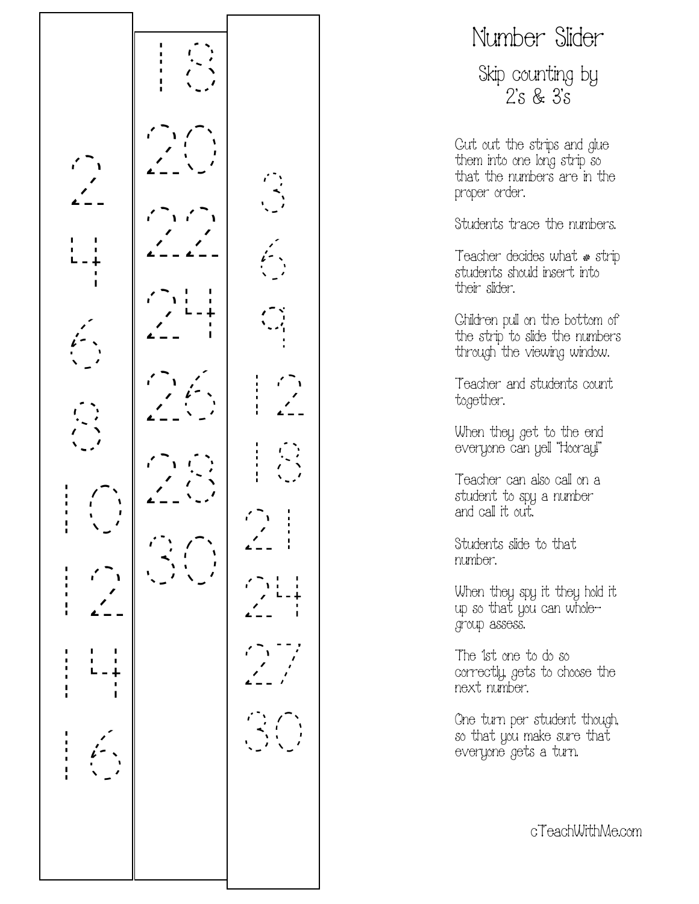2
4
6
8
10
12
14
16

18
20
22
24
26
28
30

3
6
9
12
18
21
24
27
30

# Number Slider

## Skip counting by 2's & 3's

Cut out the strips and glue them into one long strip so that the numbers are in the proper order.

Students trace the numbers.

Teacher decides what # strip students should insert into their slider.

Children pull on the bottom of the strip to slide the numbers through the viewing window.

Teacher and students count together.

When they get to the end everyone can yell "Hooray!"

Teacher can also call on a student to spy a number and call it out.

Students slide to that number.

When they spy it they hold it up so that you can whole-group assess.

The 1st one to do so correctly, gets to choose the next number.

One turn per student though, so that you make sure that everyone gets a turn.

cTeachWithMe.com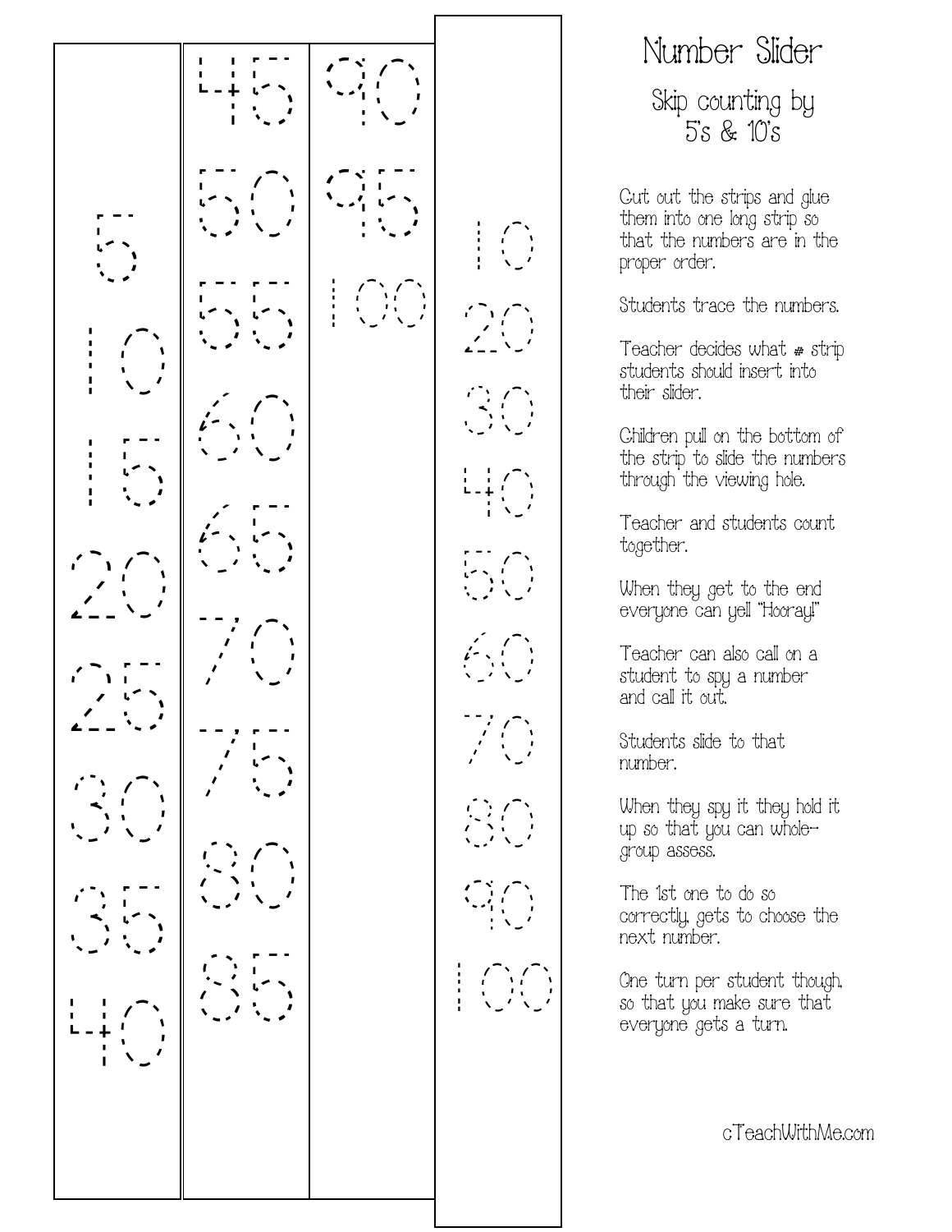5

10

15

20

25

30

35

40

45

50

55

60

65

70

75

80

85

90

95

100

10

20

30

40

50

60

70

80

90

100

# Number Slider

## Skip counting by 5's & 10's

Cut out the strips and glue them into one long strip so that the numbers are in the proper order.

Students trace the numbers.

Teacher decides what # strip students should insert into their slider.

Children pull on the bottom of the strip to slide the numbers through the viewing hole.

Teacher and students count together.

When they get to the end everyone can yell "Hooray!"

Teacher can also call on a student to spy a number and call it out.

Students slide to that number.

When they spy it they hold it up so that you can whole-group assess.

The 1st one to do so correctly, gets to choose the next number.

One turn per student though, so that you make sure that everyone gets a turn.

cTeachWithMe.com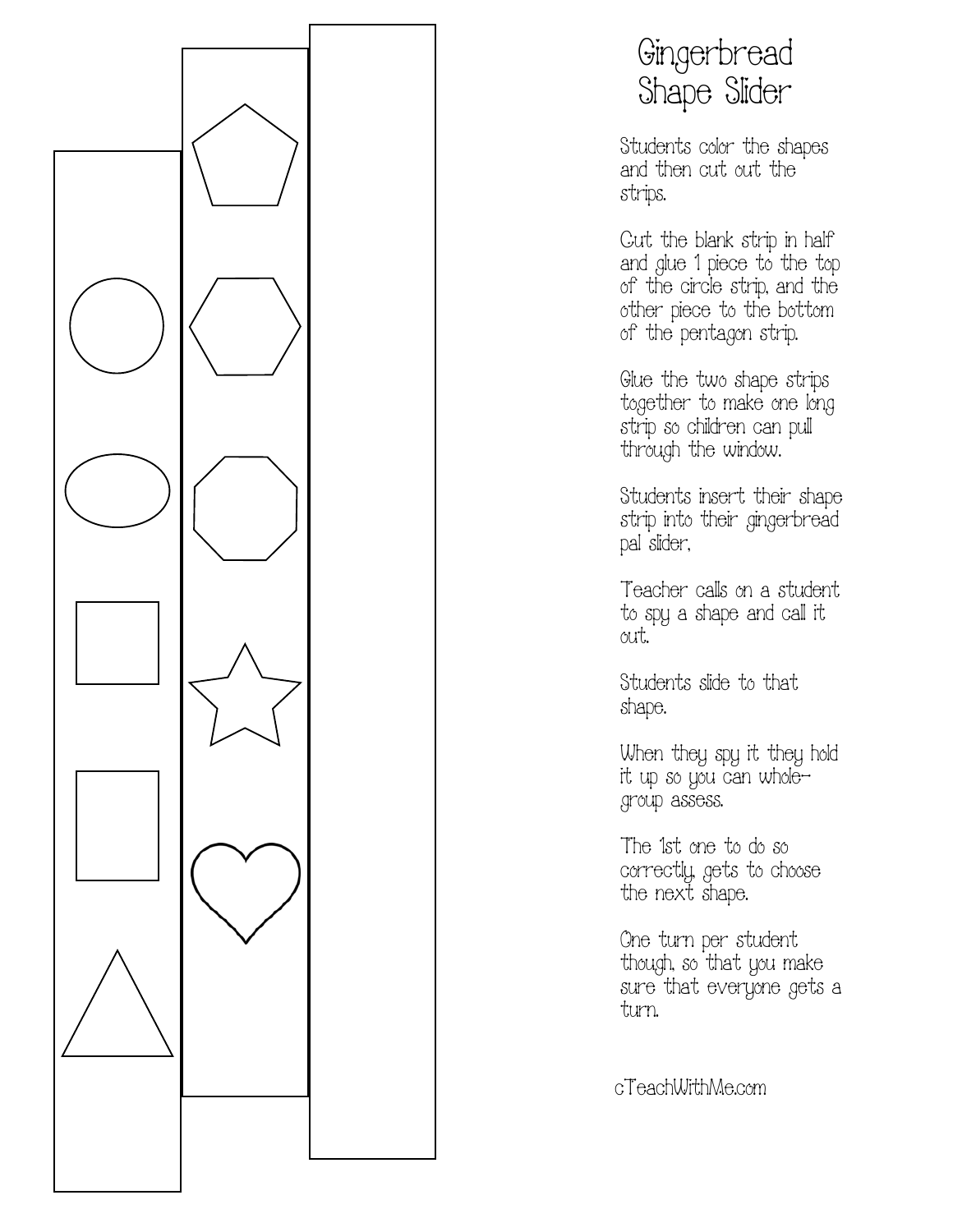# Gingerbread Shape Slider

Students color the shapes and then cut out the strips.

Cut the blank strip in half and glue 1 piece to the top of the circle strip, and the other piece to the bottom of the pentagon strip.

Glue the two shape strips together to make one long strip so children can pull through the window.

Students insert their shape strip into their gingerbread pal slider,

Teacher calls on a student to spy a shape and call it out.

Students slide to that shape.

When they spy it they hold it up so you can whole-group assess.

The 1st one to do so correctly, gets to choose the next shape.

One turn per student though, so that you make sure that everyone gets a turn.

cTeachWithMe.com